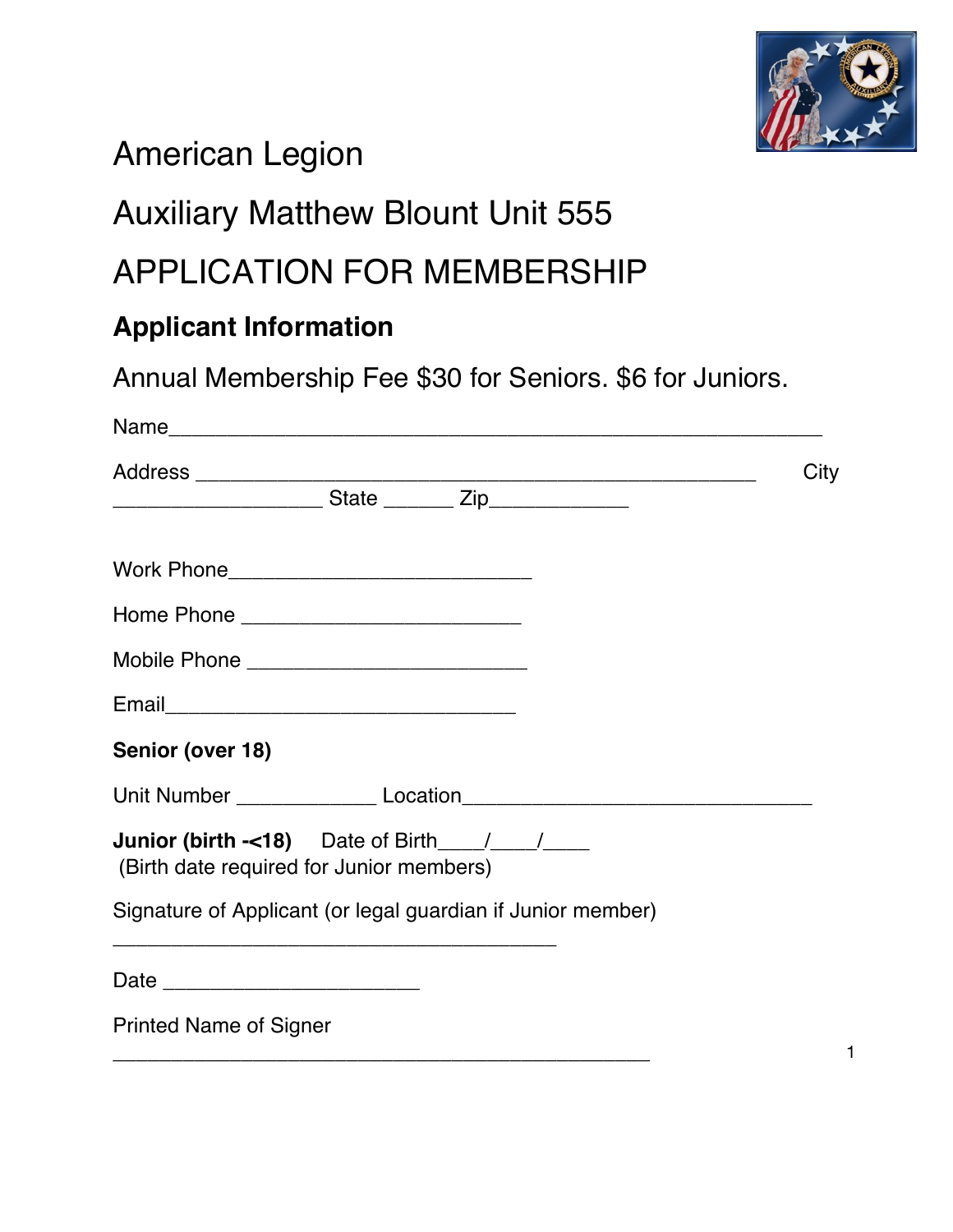# American Legion

# Auxiliary Matthew Blount Unit 555

# APPLICATION FOR MEMBERSHIP

## Applicant Information

Annual Membership Fee $30 for Seniors. $6 for Juniors.

Name_______________________________________________________

Address ______________________________________________ City ___________________ State ______ Zip____________

Work Phone__________________________

Home Phone ________________________

Mobile Phone ________________________

Email______________________________

**Senior (over 18)**

Unit Number ____________ Location______________________________

**Junior (birth -<18)** Date of Birth____/____/____
(Birth date required for Junior members)

Signature of Applicant (or legal guardian if Junior member)
_______________________________________

Date ______________________

Printed Name of Signer
_______________________________________________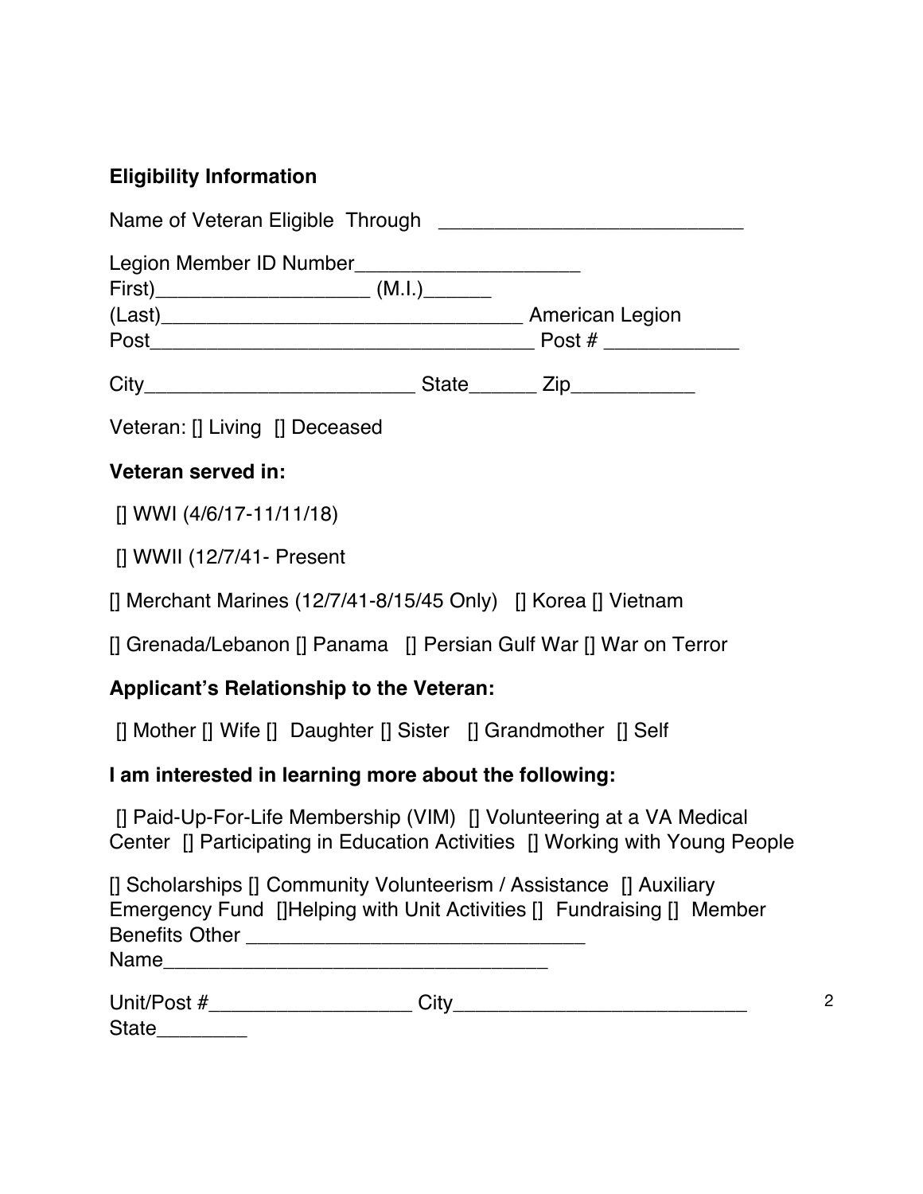**Eligibility Information**

Name of Veteran Eligible Through \_\_\_\_\_\_\_\_\_\_\_\_\_\_\_\_\_\_\_\_\_\_\_\_\_\_\_

Legion Member ID Number\_\_\_\_\_\_\_\_\_\_\_\_\_\_\_\_\_\_\_\_
First)\_\_\_\_\_\_\_\_\_\_\_\_\_\_\_\_\_\_\_ (M.I.)\_\_\_\_\_\_
(Last)\_\_\_\_\_\_\_\_\_\_\_\_\_\_\_\_\_\_\_\_\_\_\_\_\_\_\_\_\_\_\_\_\_\_ American Legion
Post\_\_\_\_\_\_\_\_\_\_\_\_\_\_\_\_\_\_\_\_\_\_\_\_\_\_\_\_\_\_\_\_\_\_ Post # \_\_\_\_\_\_\_\_\_\_\_\_

City\_\_\_\_\_\_\_\_\_\_\_\_\_\_\_\_\_\_\_\_\_\_\_\_ State\_\_\_\_\_\_ Zip\_\_\_\_\_\_\_\_\_\_\_

Veteran: [] Living [] Deceased

**Veteran served in:**

[] WWI (4/6/17-11/11/18)

[] WWII (12/7/41- Present

[] Merchant Marines (12/7/41-8/15/45 Only) [] Korea [] Vietnam

[] Grenada/Lebanon [] Panama [] Persian Gulf War [] War on Terror

**Applicant's Relationship to the Veteran:**

[] Mother [] Wife [] Daughter [] Sister [] Grandmother [] Self

**I am interested in learning more about the following:**

[] Paid-Up-For-Life Membership (VIM) [] Volunteering at a VA Medical Center [] Participating in Education Activities [] Working with Young People

[] Scholarships [] Community Volunteerism / Assistance [] Auxiliary Emergency Fund []Helping with Unit Activities [] Fundraising [] Member Benefits Other \_\_\_\_\_\_\_\_\_\_\_\_\_\_\_\_\_\_\_\_\_\_\_\_\_\_\_\_\_\_
Name\_\_\_\_\_\_\_\_\_\_\_\_\_\_\_\_\_\_\_\_\_\_\_\_\_\_\_\_\_\_\_\_\_\_\_

Unit/Post #\_\_\_\_\_\_\_\_\_\_\_\_\_\_\_\_\_\_ City\_\_\_\_\_\_\_\_\_\_\_\_\_\_\_\_\_\_\_\_\_\_\_\_\_\_\_
State\_\_\_\_\_\_\_\_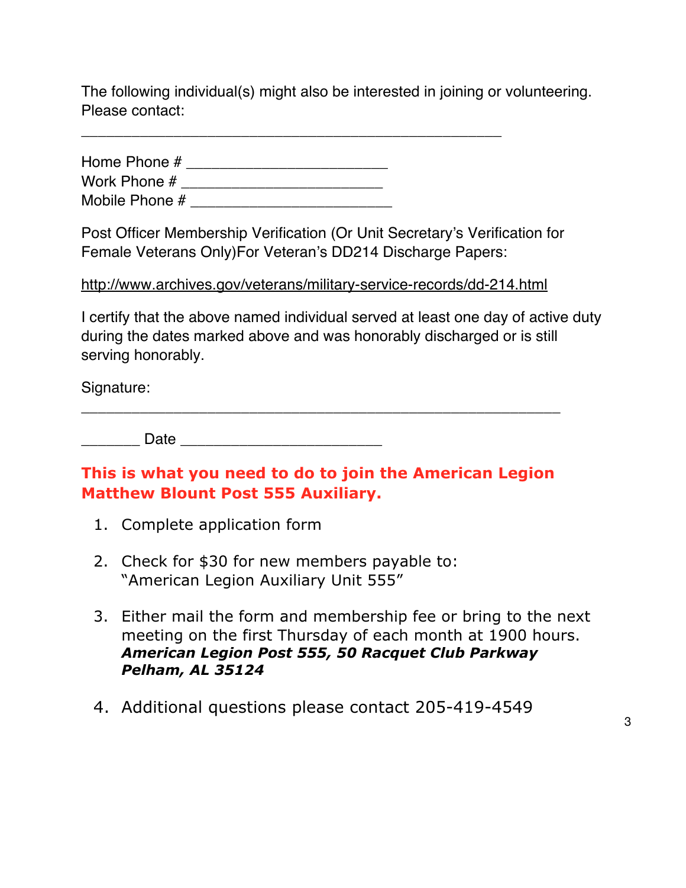The following individual(s) might also be interested in joining or volunteering. Please contact:

_______________________________________________

Home Phone # ________________________
Work Phone # ________________________
Mobile Phone # ________________________

Post Officer Membership Verification (Or Unit Secretary's Verification for Female Veterans Only)For Veteran's DD214 Discharge Papers:

http://www.archives.gov/veterans/military-service-records/dd-214.html

I certify that the above named individual served at least one day of active duty during the dates marked above and was honorably discharged or is still serving honorably.

Signature:

______________________________________________________

_______ Date ________________________

**This is what you need to do to join the American Legion Matthew Blount Post 555 Auxiliary.**

1. Complete application form
2. Check for $30 for new members payable to: "American Legion Auxiliary Unit 555"
3. Either mail the form and membership fee or bring to the next meeting on the first Thursday of each month at 1900 hours. ***American Legion Post 555, 50 Racquet Club Parkway Pelham, AL 35124***
4. Additional questions please contact 205-419-4549